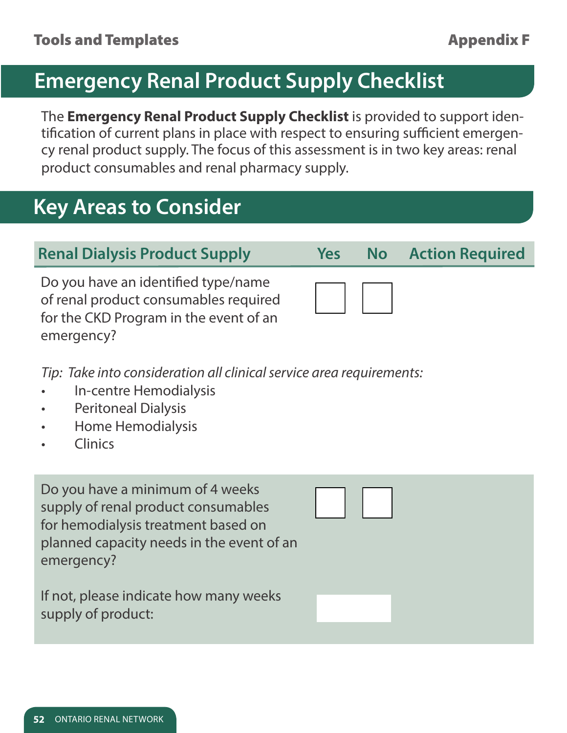# Emergency Renal Product Supply Checklist

The **Emergency Renal Product Supply Checklist** is provided to support identification of current plans in place with respect to ensuring sufficient emergency renal product supply. The focus of this assessment is in two key areas: renal product consumables and renal pharmacy supply.

## Key Areas to Consider

| Renal Dialysis Product Supply | Yes | No | Action Required |
|---|---|---|---|
| Do you have an identified type/name of renal product consumables required for the CKD Program in the event of an emergency? | ☐ | ☐ | |

*Tip: Take into consideration all clinical service area requirements:*

- In-centre Hemodialysis
- Peritoneal Dialysis
- Home Hemodialysis
- Clinics

| | | | |
|---|---|---|---|
| Do you have a minimum of 4 weeks supply of renal product consumables for hemodialysis treatment based on planned capacity needs in the event of an emergency? | ☐ | ☐ | |
| If not, please indicate how many weeks supply of product: | | | |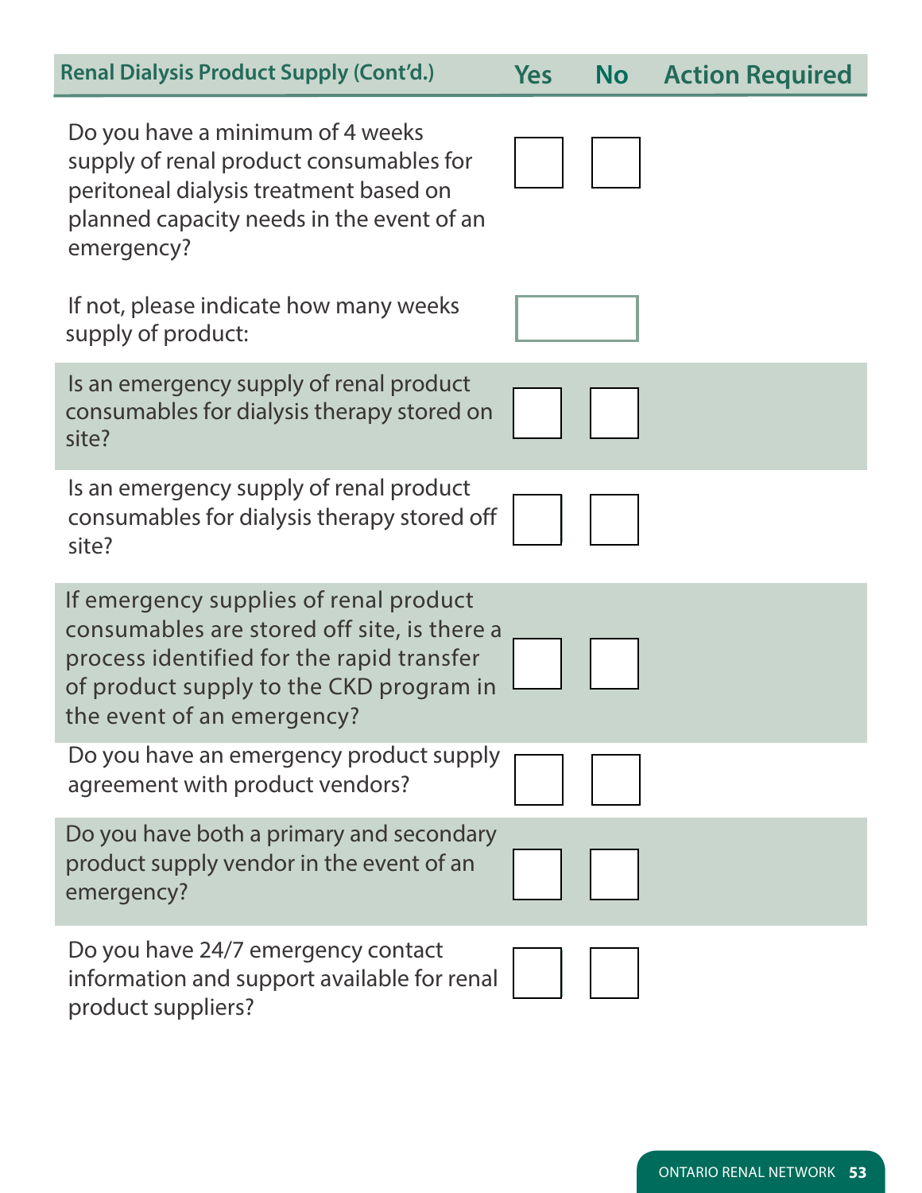| Renal Dialysis Product Supply (Cont'd.) | Yes | No | Action Required |
| --- | --- | --- | --- |
| Do you have a minimum of 4 weeks supply of renal product consumables for peritoneal dialysis treatment based on planned capacity needs in the event of an emergency? | ☐ | ☐ | |
| If not, please indicate how many weeks supply of product: | | | |
| Is an emergency supply of renal product consumables for dialysis therapy stored on site? | ☐ | ☐ | |
| Is an emergency supply of renal product consumables for dialysis therapy stored off site? | ☐ | ☐ | |
| If emergency supplies of renal product consumables are stored off site, is there a process identified for the rapid transfer of product supply to the CKD program in the event of an emergency? | ☐ | ☐ | |
| Do you have an emergency product supply agreement with product vendors? | ☐ | ☐ | |
| Do you have both a primary and secondary product supply vendor in the event of an emergency? | ☐ | ☐ | |
| Do you have 24/7 emergency contact information and support available for renal product suppliers? | ☐ | ☐ | |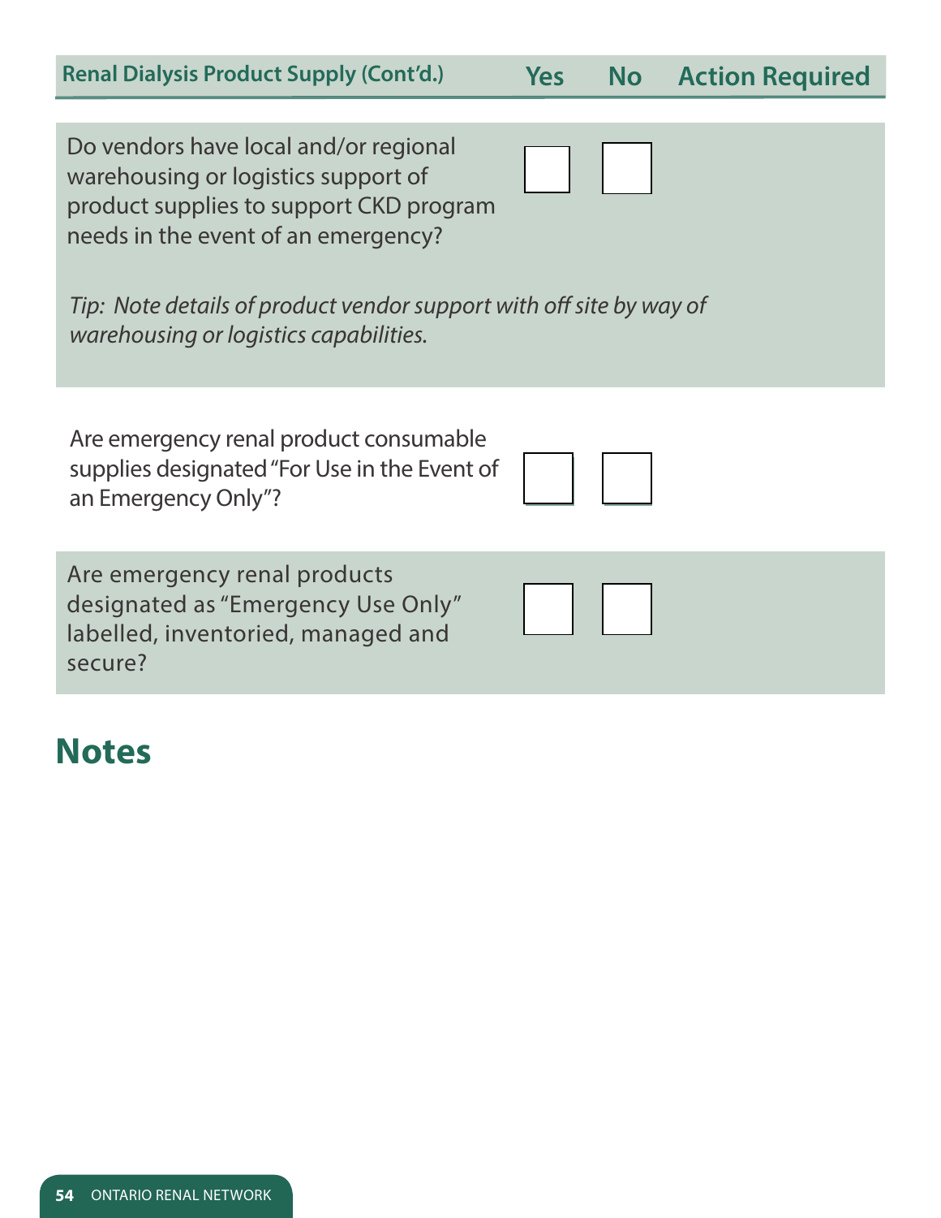| Renal Dialysis Product Supply (Cont'd.) | Yes | No | Action Required |
|---|---|---|---|
| Do vendors have local and/or regional warehousing or logistics support of product supplies to support CKD program needs in the event of an emergency? | ☐ | ☐ | |
| *Tip: Note details of product vendor support with off site by way of warehousing or logistics capabilities.* | | | |
| Are emergency renal product consumable supplies designated "For Use in the Event of an Emergency Only"? | ☐ | ☐ | |
| Are emergency renal products designated as "Emergency Use Only" labelled, inventoried, managed and secure? | ☐ | ☐ | |

## Notes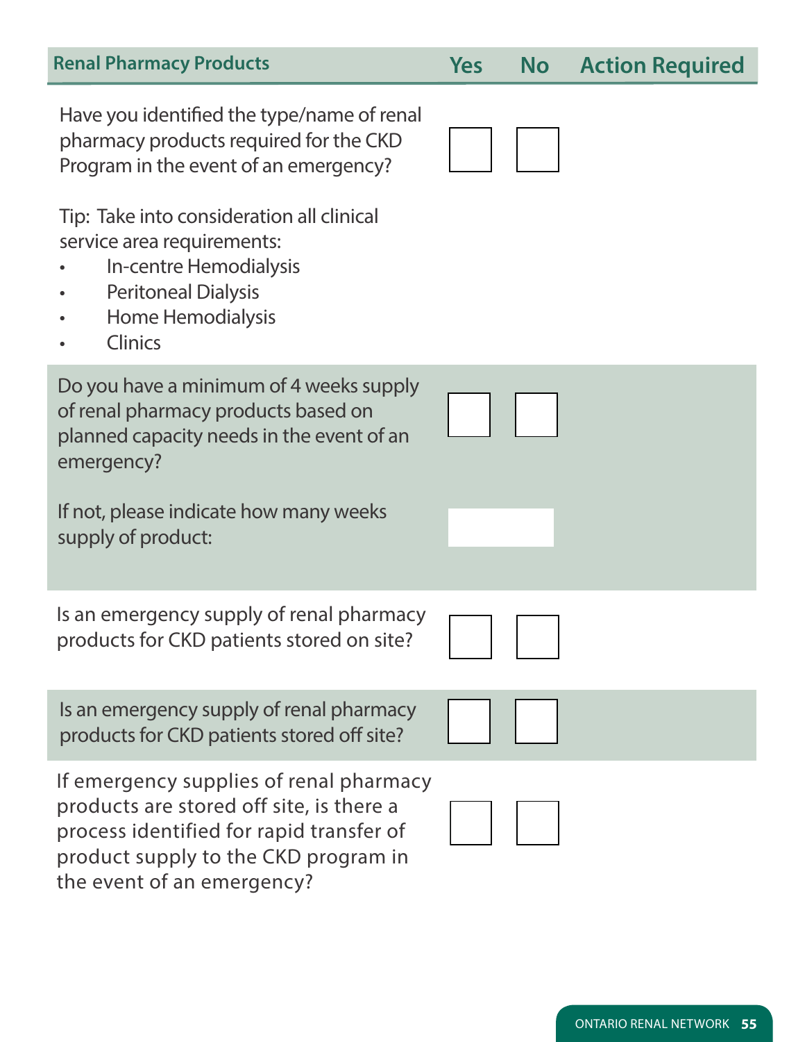| Renal Pharmacy Products | Yes | No | Action Required |
|---|---|---|---|
| Have you identified the type/name of renal pharmacy products required for the CKD Program in the event of an emergency?<br><br>Tip: Take into consideration all clinical service area requirements:<br>• In-centre Hemodialysis<br>• Peritoneal Dialysis<br>• Home Hemodialysis<br>• Clinics | ☐ | ☐ | |
| Do you have a minimum of 4 weeks supply of renal pharmacy products based on planned capacity needs in the event of an emergency?<br><br>If not, please indicate how many weeks supply of product: | ☐ | ☐ | |
| Is an emergency supply of renal pharmacy products for CKD patients stored on site? | ☐ | ☐ | |
| Is an emergency supply of renal pharmacy products for CKD patients stored off site? | ☐ | ☐ | |
| If emergency supplies of renal pharmacy products are stored off site, is there a process identified for rapid transfer of product supply to the CKD program in the event of an emergency? | ☐ | ☐ | |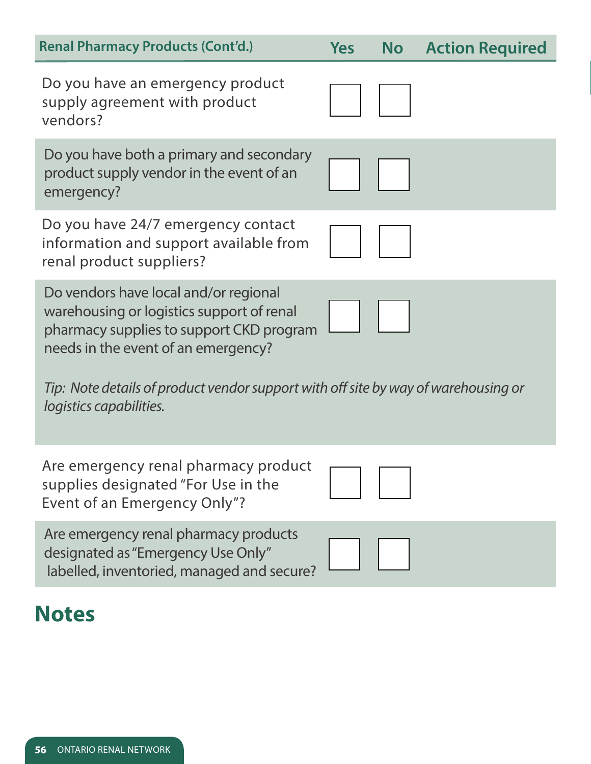| Renal Pharmacy Products (Cont'd.) | Yes | No | Action Required |
|---|---|---|---|
| Do you have an emergency product supply agreement with product vendors? | ☐ | ☐ | |
| Do you have both a primary and secondary product supply vendor in the event of an emergency? | ☐ | ☐ | |
| Do you have 24/7 emergency contact information and support available from renal product suppliers? | ☐ | ☐ | |
| Do vendors have local and/or regional warehousing or logistics support of renal pharmacy supplies to support CKD program needs in the event of an emergency? *Tip: Note details of product vendor support with off site by way of warehousing or logistics capabilities.* | ☐ | ☐ | |
| Are emergency renal pharmacy product supplies designated "For Use in the Event of an Emergency Only"? | ☐ | ☐ | |
| Are emergency renal pharmacy products designated as "Emergency Use Only" labelled, inventoried, managed and secure? | ☐ | ☐ | |

## Notes